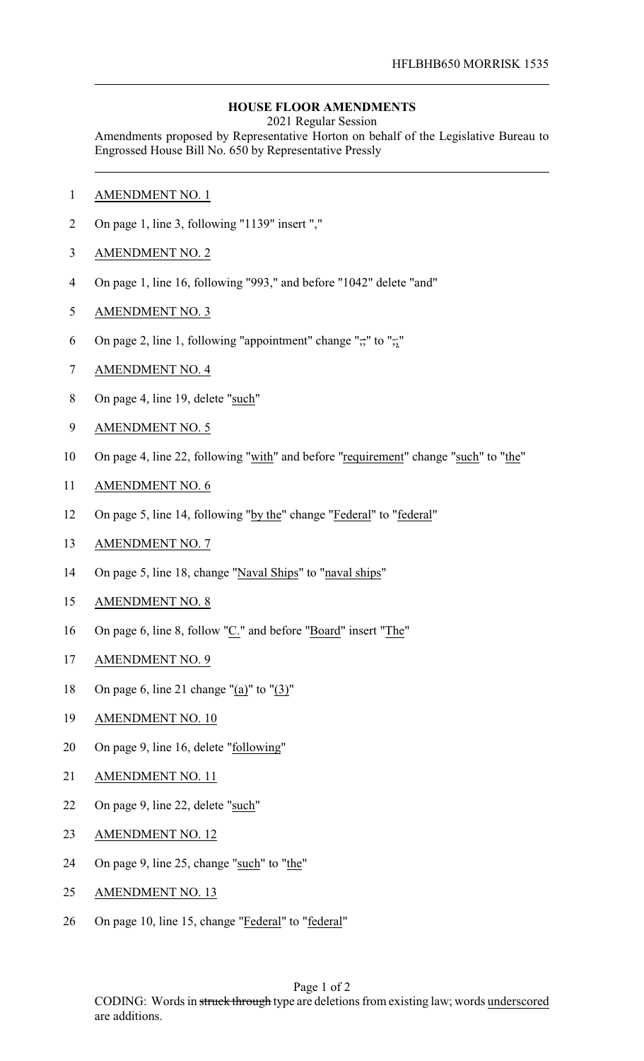HFLBHB650 MORRISK 1535

**HOUSE FLOOR AMENDMENTS**

2021 Regular Session

Amendments proposed by Representative Horton on behalf of the Legislative Bureau to Engrossed House Bill No. 650 by Representative Pressly

1 AMENDMENT NO. 1

2 On page 1, line 3, following "1139" insert ","

3 AMENDMENT NO. 2

4 On page 1, line 16, following "993," and before "1042" delete "and"

5 AMENDMENT NO. 3

6 On page 2, line 1, following "appointment" change ";" to ";"

7 AMENDMENT NO. 4

8 On page 4, line 19, delete "such"

9 AMENDMENT NO. 5

10 On page 4, line 22, following "with" and before "requirement" change "such" to "the"

11 AMENDMENT NO. 6

12 On page 5, line 14, following "by the" change "Federal" to "federal"

13 AMENDMENT NO. 7

14 On page 5, line 18, change "Naval Ships" to "naval ships"

15 AMENDMENT NO. 8

16 On page 6, line 8, follow "C." and before "Board" insert "The"

17 AMENDMENT NO. 9

18 On page 6, line 21 change "(a)" to "(3)"

19 AMENDMENT NO. 10

20 On page 9, line 16, delete "following"

21 AMENDMENT NO. 11

22 On page 9, line 22, delete "such"

23 AMENDMENT NO. 12

24 On page 9, line 25, change "such" to "the"

25 AMENDMENT NO. 13

26 On page 10, line 15, change "Federal" to "federal"

CODING: Words in ~~struck through~~ type are deletions from existing law; words underscored are additions.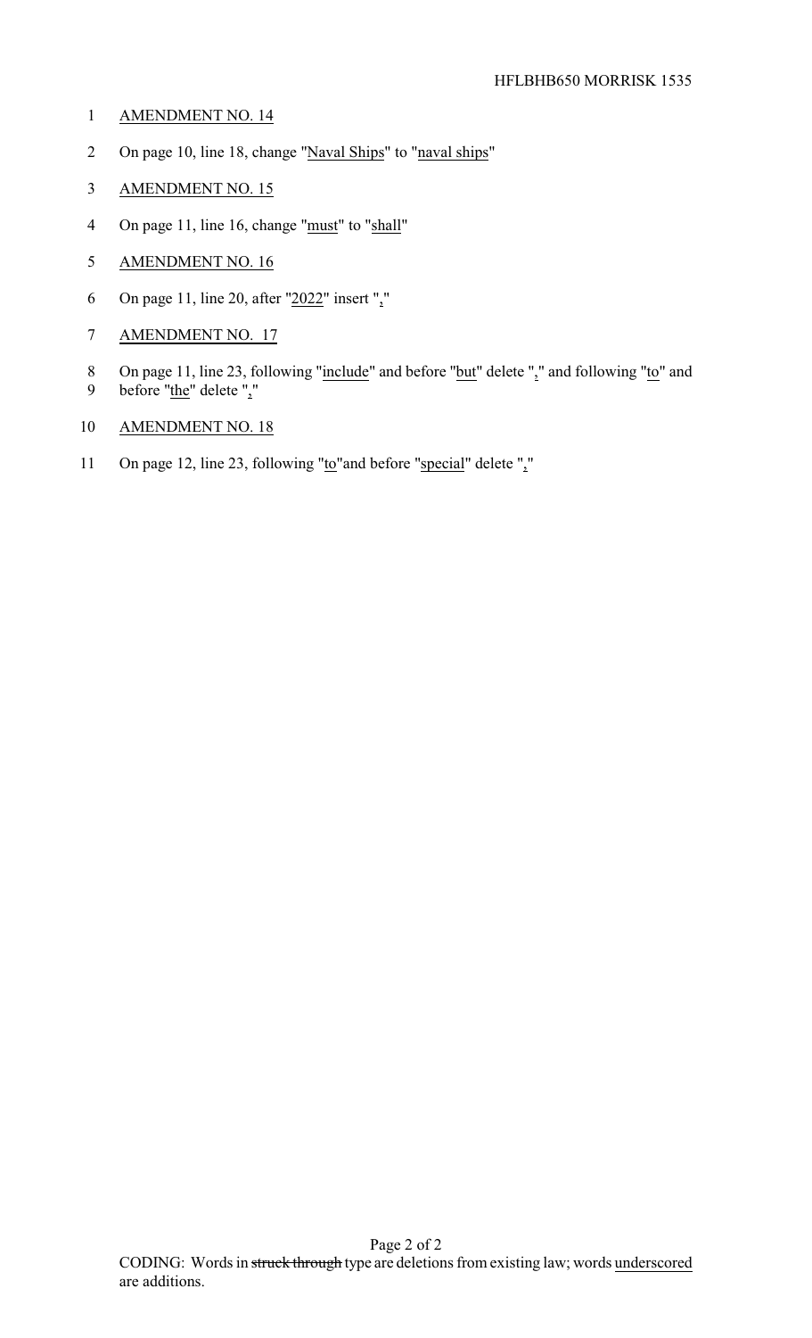AMENDMENT NO. 14

On page 10, line 18, change "Naval Ships" to "naval ships"

AMENDMENT NO. 15

On page 11, line 16, change "must" to "shall"

AMENDMENT NO. 16

On page 11, line 20, after "2022" insert ","

AMENDMENT NO. 17

On page 11, line 23, following "include" and before "but" delete "," and following "to" and before "the" delete ","

AMENDMENT NO. 18

On page 12, line 23, following "to"and before "special" delete ","

CODING: Words in ~~struck through~~ type are deletions from existing law; words underscored are additions.